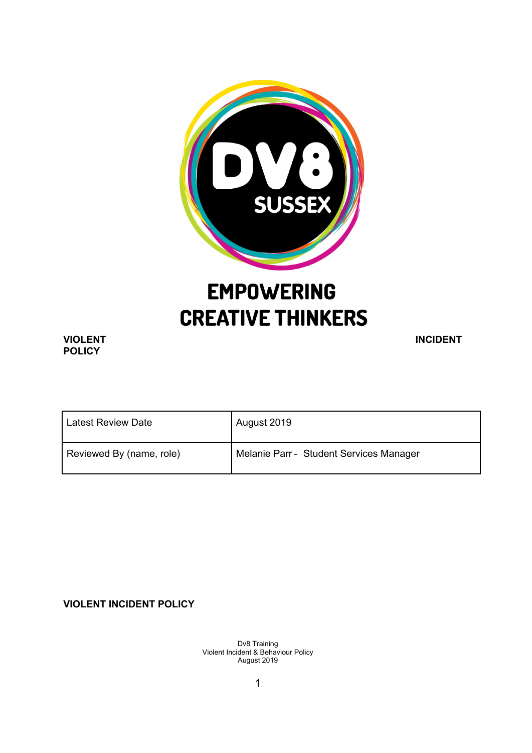EMPOWERING CREATIVE THINKERS

**VIOLENT INCIDENT POLICY**

| Latest Review Date | August 2019 |
|---|---|
| Reviewed By (name, role) | Melanie Parr - Student Services Manager |

**VIOLENT INCIDENT POLICY**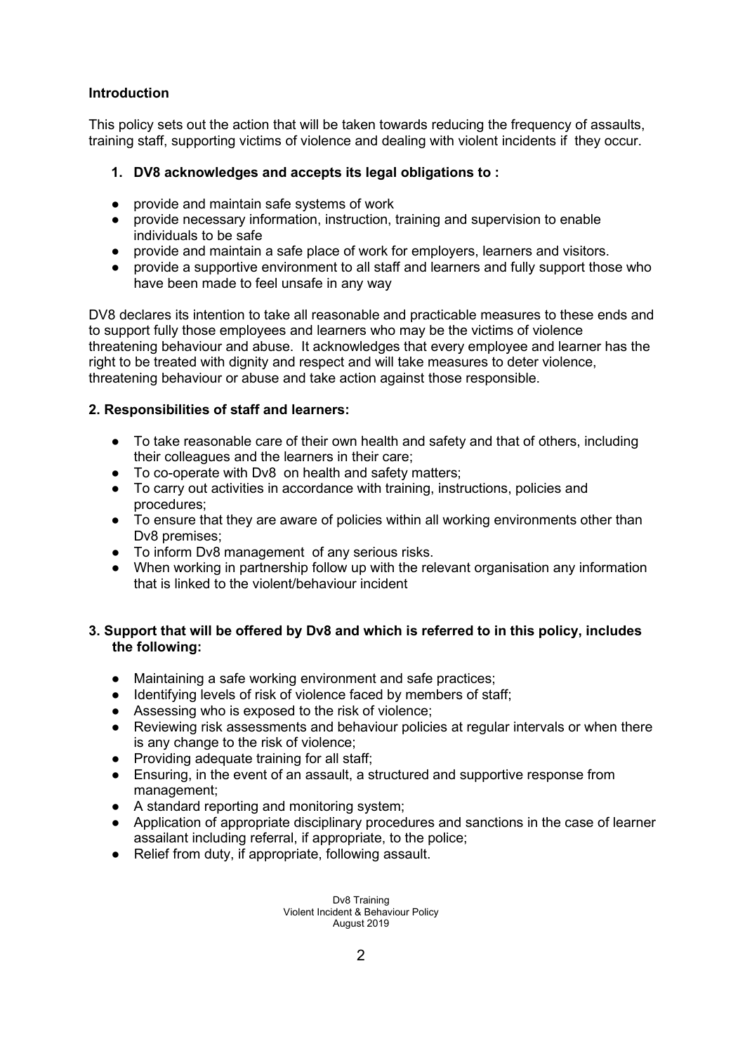**Introduction**

This policy sets out the action that will be taken towards reducing the frequency of assaults, training staff, supporting victims of violence and dealing with violent incidents if they occur.

1. **DV8 acknowledges and accepts its legal obligations to :**

- provide and maintain safe systems of work
- provide necessary information, instruction, training and supervision to enable individuals to be safe
- provide and maintain a safe place of work for employers, learners and visitors.
- provide a supportive environment to all staff and learners and fully support those who have been made to feel unsafe in any way

DV8 declares its intention to take all reasonable and practicable measures to these ends and to support fully those employees and learners who may be the victims of violence threatening behaviour and abuse. It acknowledges that every employee and learner has the right to be treated with dignity and respect and will take measures to deter violence, threatening behaviour or abuse and take action against those responsible.

**2. Responsibilities of staff and learners:**

- To take reasonable care of their own health and safety and that of others, including their colleagues and the learners in their care;
- To co-operate with Dv8 on health and safety matters;
- To carry out activities in accordance with training, instructions, policies and procedures;
- To ensure that they are aware of policies within all working environments other than Dv8 premises;
- To inform Dv8 management of any serious risks.
- When working in partnership follow up with the relevant organisation any information that is linked to the violent/behaviour incident

**3. Support that will be offered by Dv8 and which is referred to in this policy, includes the following:**

- Maintaining a safe working environment and safe practices;
- Identifying levels of risk of violence faced by members of staff;
- Assessing who is exposed to the risk of violence;
- Reviewing risk assessments and behaviour policies at regular intervals or when there is any change to the risk of violence;
- Providing adequate training for all staff;
- Ensuring, in the event of an assault, a structured and supportive response from management;
- A standard reporting and monitoring system;
- Application of appropriate disciplinary procedures and sanctions in the case of learner assailant including referral, if appropriate, to the police;
- Relief from duty, if appropriate, following assault.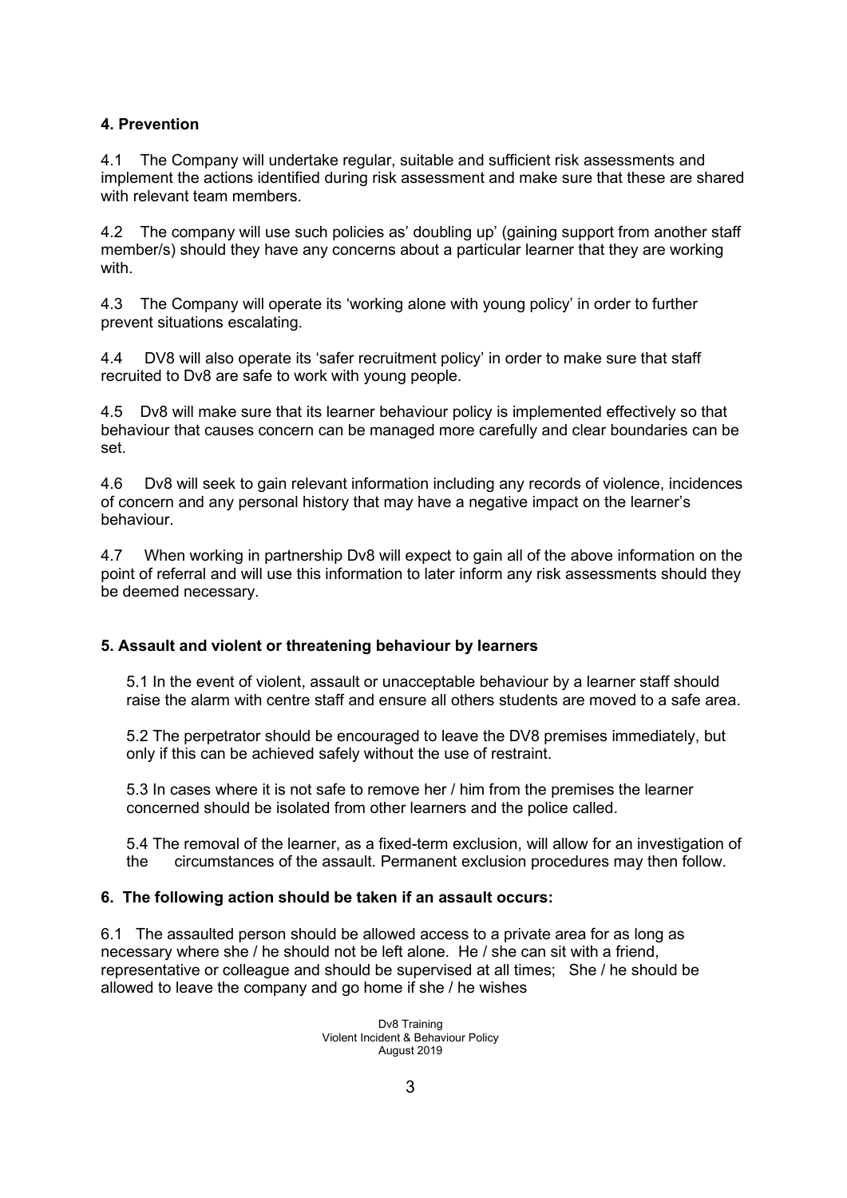## 4. Prevention

4.1 The Company will undertake regular, suitable and sufficient risk assessments and implement the actions identified during risk assessment and make sure that these are shared with relevant team members.

4.2 The company will use such policies as' doubling up' (gaining support from another staff member/s) should they have any concerns about a particular learner that they are working with.

4.3 The Company will operate its 'working alone with young policy' in order to further prevent situations escalating.

4.4 DV8 will also operate its 'safer recruitment policy' in order to make sure that staff recruited to Dv8 are safe to work with young people.

4.5 Dv8 will make sure that its learner behaviour policy is implemented effectively so that behaviour that causes concern can be managed more carefully and clear boundaries can be set.

4.6 Dv8 will seek to gain relevant information including any records of violence, incidences of concern and any personal history that may have a negative impact on the learner's behaviour.

4.7 When working in partnership Dv8 will expect to gain all of the above information on the point of referral and will use this information to later inform any risk assessments should they be deemed necessary.

## 5. Assault and violent or threatening behaviour by learners

5.1 In the event of violent, assault or unacceptable behaviour by a learner staff should raise the alarm with centre staff and ensure all others students are moved to a safe area.

5.2 The perpetrator should be encouraged to leave the DV8 premises immediately, but only if this can be achieved safely without the use of restraint.

5.3 In cases where it is not safe to remove her / him from the premises the learner concerned should be isolated from other learners and the police called.

5.4 The removal of the learner, as a fixed-term exclusion, will allow for an investigation of the circumstances of the assault. Permanent exclusion procedures may then follow.

## 6. The following action should be taken if an assault occurs:

6.1 The assaulted person should be allowed access to a private area for as long as necessary where she / he should not be left alone. He / she can sit with a friend, representative or colleague and should be supervised at all times; She / he should be allowed to leave the company and go home if she / he wishes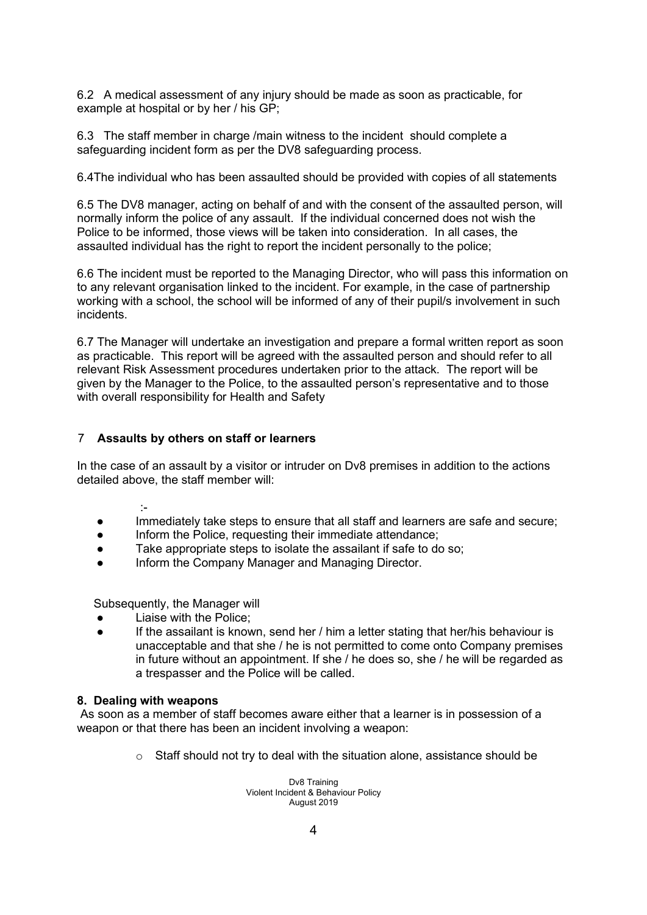6.2 A medical assessment of any injury should be made as soon as practicable, for example at hospital or by her / his GP;

6.3 The staff member in charge /main witness to the incident should complete a safeguarding incident form as per the DV8 safeguarding process.

6.4The individual who has been assaulted should be provided with copies of all statements

6.5 The DV8 manager, acting on behalf of and with the consent of the assaulted person, will normally inform the police of any assault. If the individual concerned does not wish the Police to be informed, those views will be taken into consideration. In all cases, the assaulted individual has the right to report the incident personally to the police;

6.6 The incident must be reported to the Managing Director, who will pass this information on to any relevant organisation linked to the incident. For example, in the case of partnership working with a school, the school will be informed of any of their pupil/s involvement in such incidents.

6.7 The Manager will undertake an investigation and prepare a formal written report as soon as practicable. This report will be agreed with the assaulted person and should refer to all relevant Risk Assessment procedures undertaken prior to the attack. The report will be given by the Manager to the Police, to the assaulted person's representative and to those with overall responsibility for Health and Safety

## 7 **Assaults by others on staff or learners**

In the case of an assault by a visitor or intruder on Dv8 premises in addition to the actions detailed above, the staff member will:

:-

- Immediately take steps to ensure that all staff and learners are safe and secure;
- Inform the Police, requesting their immediate attendance;
- Take appropriate steps to isolate the assailant if safe to do so;
- Inform the Company Manager and Managing Director.

Subsequently, the Manager will

- Liaise with the Police;
- If the assailant is known, send her / him a letter stating that her/his behaviour is unacceptable and that she / he is not permitted to come onto Company premises in future without an appointment. If she / he does so, she / he will be regarded as a trespasser and the Police will be called.

## **8. Dealing with weapons**

As soon as a member of staff becomes aware either that a learner is in possession of a weapon or that there has been an incident involving a weapon:

- Staff should not try to deal with the situation alone, assistance should be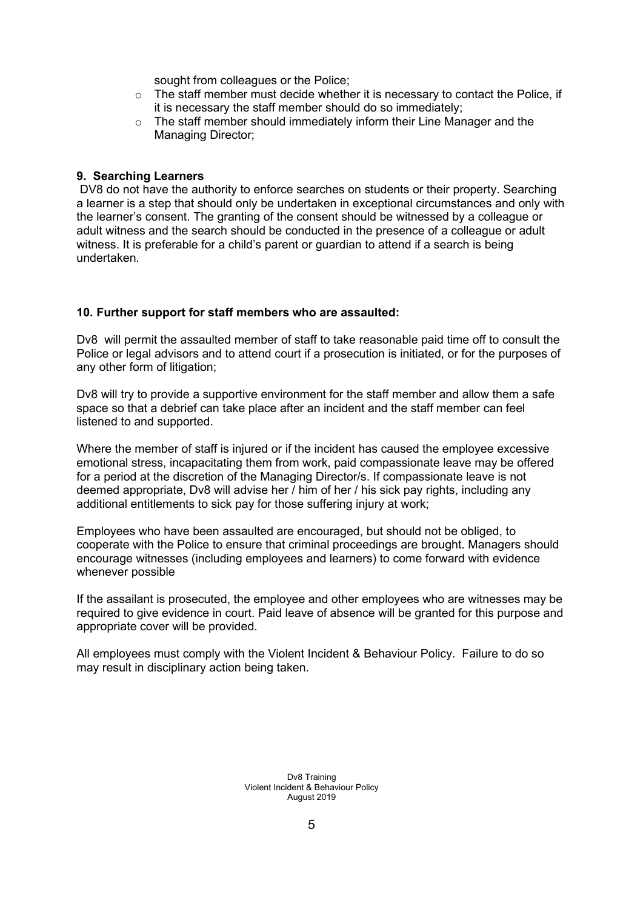sought from colleagues or the Police;
  - The staff member must decide whether it is necessary to contact the Police, if it is necessary the staff member should do so immediately;
  - The staff member should immediately inform their Line Manager and the Managing Director;

**9. Searching Learners**

DV8 do not have the authority to enforce searches on students or their property. Searching a learner is a step that should only be undertaken in exceptional circumstances and only with the learner's consent. The granting of the consent should be witnessed by a colleague or adult witness and the search should be conducted in the presence of a colleague or adult witness. It is preferable for a child's parent or guardian to attend if a search is being undertaken.

**10. Further support for staff members who are assaulted:**

Dv8 will permit the assaulted member of staff to take reasonable paid time off to consult the Police or legal advisors and to attend court if a prosecution is initiated, or for the purposes of any other form of litigation;

Dv8 will try to provide a supportive environment for the staff member and allow them a safe space so that a debrief can take place after an incident and the staff member can feel listened to and supported.

Where the member of staff is injured or if the incident has caused the employee excessive emotional stress, incapacitating them from work, paid compassionate leave may be offered for a period at the discretion of the Managing Director/s. If compassionate leave is not deemed appropriate, Dv8 will advise her / him of her / his sick pay rights, including any additional entitlements to sick pay for those suffering injury at work;

Employees who have been assaulted are encouraged, but should not be obliged, to cooperate with the Police to ensure that criminal proceedings are brought. Managers should encourage witnesses (including employees and learners) to come forward with evidence whenever possible

If the assailant is prosecuted, the employee and other employees who are witnesses may be required to give evidence in court. Paid leave of absence will be granted for this purpose and appropriate cover will be provided.

All employees must comply with the Violent Incident & Behaviour Policy. Failure to do so may result in disciplinary action being taken.